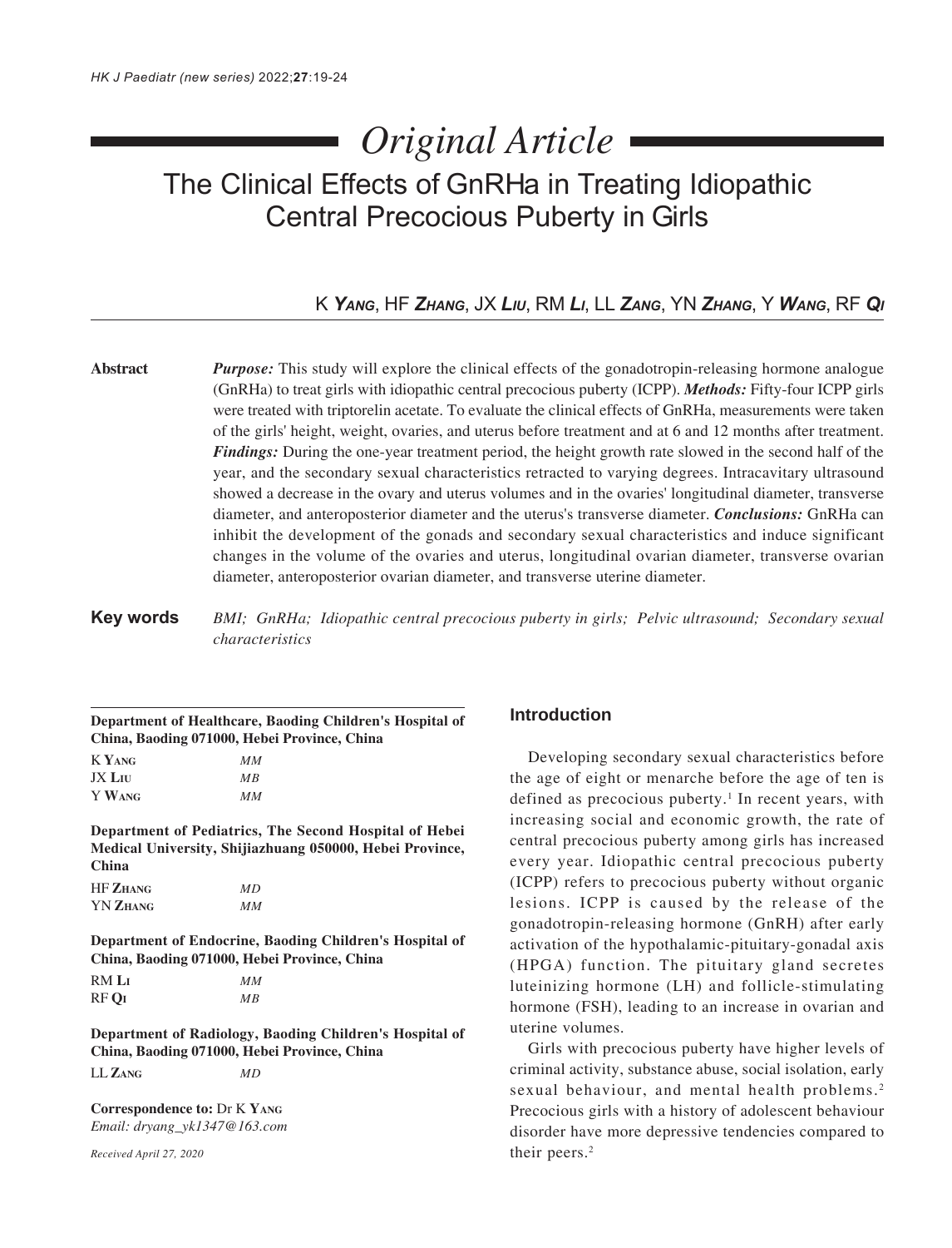*Original Article*

# The Clinical Effects of GnRHa in Treating Idiopathic Central Precocious Puberty in Girls

K **Yang**, HF **Zhang**, JX **Liu**, RM **Li**, LL **Zang**, YN **Zhang**, Y **Wang**, RF **Qi**

**Abstract**

***Purpose:*** This study will explore the clinical effects of the gonadotropin-releasing hormone analogue (GnRHa) to treat girls with idiopathic central precocious puberty (ICPP). ***Methods:*** Fifty-four ICPP girls were treated with triptorelin acetate. To evaluate the clinical effects of GnRHa, measurements were taken of the girls' height, weight, ovaries, and uterus before treatment and at 6 and 12 months after treatment. ***Findings:*** During the one-year treatment period, the height growth rate slowed in the second half of the year, and the secondary sexual characteristics retracted to varying degrees. Intracavitary ultrasound showed a decrease in the ovary and uterus volumes and in the ovaries' longitudinal diameter, transverse diameter, and anteroposterior diameter and the uterus's transverse diameter. ***Conclusions:*** GnRHa can inhibit the development of the gonads and secondary sexual characteristics and induce significant changes in the volume of the ovaries and uterus, longitudinal ovarian diameter, transverse ovarian diameter, anteroposterior ovarian diameter, and transverse uterine diameter.

**Key words** *BMI; GnRHa; Idiopathic central precocious puberty in girls; Pelvic ultrasound; Secondary sexual characteristics*

**Department of Healthcare, Baoding Children's Hospital of China, Baoding 071000, Hebei Province, China**

K **Yang** *MM*
JX **Liu** *MB*
Y **Wang** *MM*

**Department of Pediatrics, The Second Hospital of Hebei Medical University, Shijiazhuang 050000, Hebei Province, China**

HF **Zhang** *MD*
YN **Zhang** *MM*

**Department of Endocrine, Baoding Children's Hospital of China, Baoding 071000, Hebei Province, China**

RM **Li** *MM*
RF **Qi** *MB*

**Department of Radiology, Baoding Children's Hospital of China, Baoding 071000, Hebei Province, China**

LL **Zang** *MD*

**Correspondence to:** Dr K **Yang**
*Email: dryang_yk1347@163.com*

*Received April 27, 2020*

## Introduction

Developing secondary sexual characteristics before the age of eight or menarche before the age of ten is defined as precocious puberty.[1] In recent years, with increasing social and economic growth, the rate of central precocious puberty among girls has increased every year. Idiopathic central precocious puberty (ICPP) refers to precocious puberty without organic lesions. ICPP is caused by the release of the gonadotropin-releasing hormone (GnRH) after early activation of the hypothalamic-pituitary-gonadal axis (HPGA) function. The pituitary gland secretes luteinizing hormone (LH) and follicle-stimulating hormone (FSH), leading to an increase in ovarian and uterine volumes.

Girls with precocious puberty have higher levels of criminal activity, substance abuse, social isolation, early sexual behaviour, and mental health problems.[2] Precocious girls with a history of adolescent behaviour disorder have more depressive tendencies compared to their peers.[2]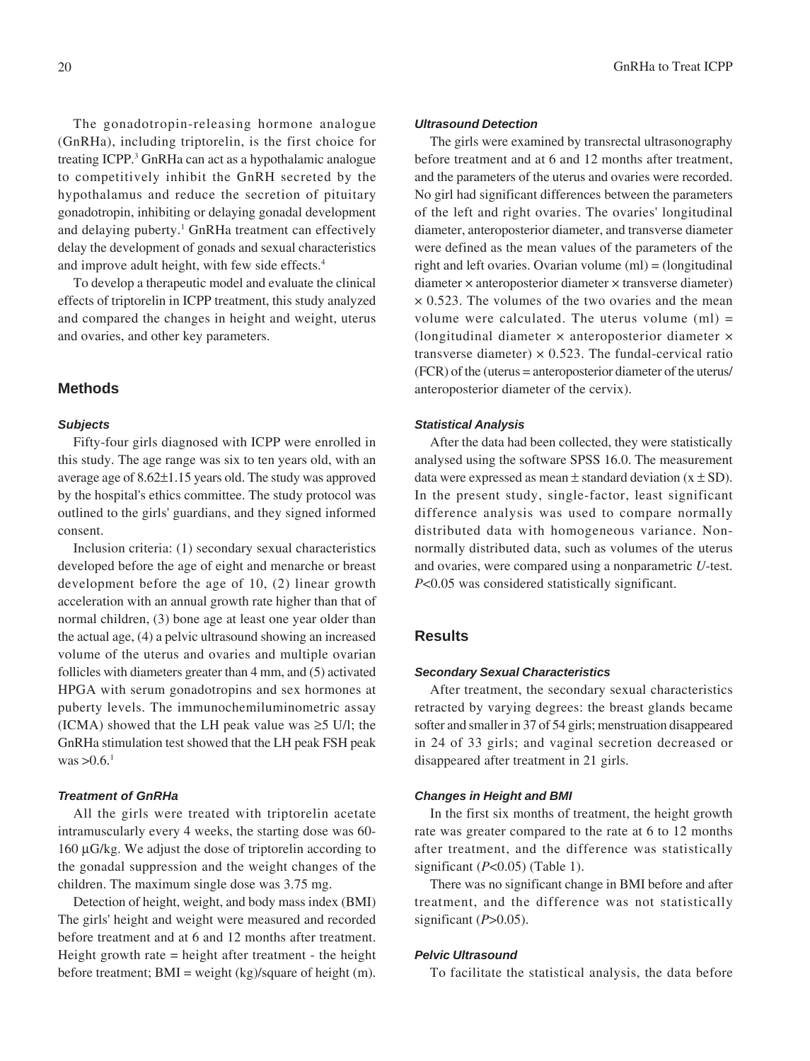The gonadotropin-releasing hormone analogue (GnRHa), including triptorelin, is the first choice for treating ICPP.[3] GnRHa can act as a hypothalamic analogue to competitively inhibit the GnRH secreted by the hypothalamus and reduce the secretion of pituitary gonadotropin, inhibiting or delaying gonadal development and delaying puberty.[1] GnRHa treatment can effectively delay the development of gonads and sexual characteristics and improve adult height, with few side effects.[4]

To develop a therapeutic model and evaluate the clinical effects of triptorelin in ICPP treatment, this study analyzed and compared the changes in height and weight, uterus and ovaries, and other key parameters.

## Methods

### Subjects

Fifty-four girls diagnosed with ICPP were enrolled in this study. The age range was six to ten years old, with an average age of 8.62±1.15 years old. The study was approved by the hospital's ethics committee. The study protocol was outlined to the girls' guardians, and they signed informed consent.

Inclusion criteria: (1) secondary sexual characteristics developed before the age of eight and menarche or breast development before the age of 10, (2) linear growth acceleration with an annual growth rate higher than that of normal children, (3) bone age at least one year older than the actual age, (4) a pelvic ultrasound showing an increased volume of the uterus and ovaries and multiple ovarian follicles with diameters greater than 4 mm, and (5) activated HPGA with serum gonadotropins and sex hormones at puberty levels. The immunochemiluminometric assay (ICMA) showed that the LH peak value was ≥5 U/l; the GnRHa stimulation test showed that the LH peak FSH peak was >0.6.[1]

### Treatment of GnRHa

All the girls were treated with triptorelin acetate intramuscularly every 4 weeks, the starting dose was 60-160 µG/kg. We adjust the dose of triptorelin according to the gonadal suppression and the weight changes of the children. The maximum single dose was 3.75 mg.

Detection of height, weight, and body mass index (BMI) The girls' height and weight were measured and recorded before treatment and at 6 and 12 months after treatment. Height growth rate = height after treatment - the height before treatment; BMI = weight (kg)/square of height (m).

### Ultrasound Detection

The girls were examined by transrectal ultrasonography before treatment and at 6 and 12 months after treatment, and the parameters of the uterus and ovaries were recorded. No girl had significant differences between the parameters of the left and right ovaries. The ovaries' longitudinal diameter, anteroposterior diameter, and transverse diameter were defined as the mean values of the parameters of the right and left ovaries. Ovarian volume (ml) = (longitudinal diameter × anteroposterior diameter × transverse diameter) × 0.523. The volumes of the two ovaries and the mean volume were calculated. The uterus volume (ml) = (longitudinal diameter × anteroposterior diameter × transverse diameter) × 0.523. The fundal-cervical ratio (FCR) of the (uterus = anteroposterior diameter of the uterus/ anteroposterior diameter of the cervix).

### Statistical Analysis

After the data had been collected, they were statistically analysed using the software SPSS 16.0. The measurement data were expressed as mean ± standard deviation (x ± SD). In the present study, single-factor, least significant difference analysis was used to compare normally distributed data with homogeneous variance. Non-normally distributed data, such as volumes of the uterus and ovaries, were compared using a nonparametric *U*-test. $P<0.05$ was considered statistically significant.

## Results

### Secondary Sexual Characteristics

After treatment, the secondary sexual characteristics retracted by varying degrees: the breast glands became softer and smaller in 37 of 54 girls; menstruation disappeared in 24 of 33 girls; and vaginal secretion decreased or disappeared after treatment in 21 girls.

### Changes in Height and BMI

In the first six months of treatment, the height growth rate was greater compared to the rate at 6 to 12 months after treatment, and the difference was statistically significant ($P<0.05$) (Table 1).

There was no significant change in BMI before and after treatment, and the difference was not statistically significant ($P>0.05$).

### Pelvic Ultrasound

To facilitate the statistical analysis, the data before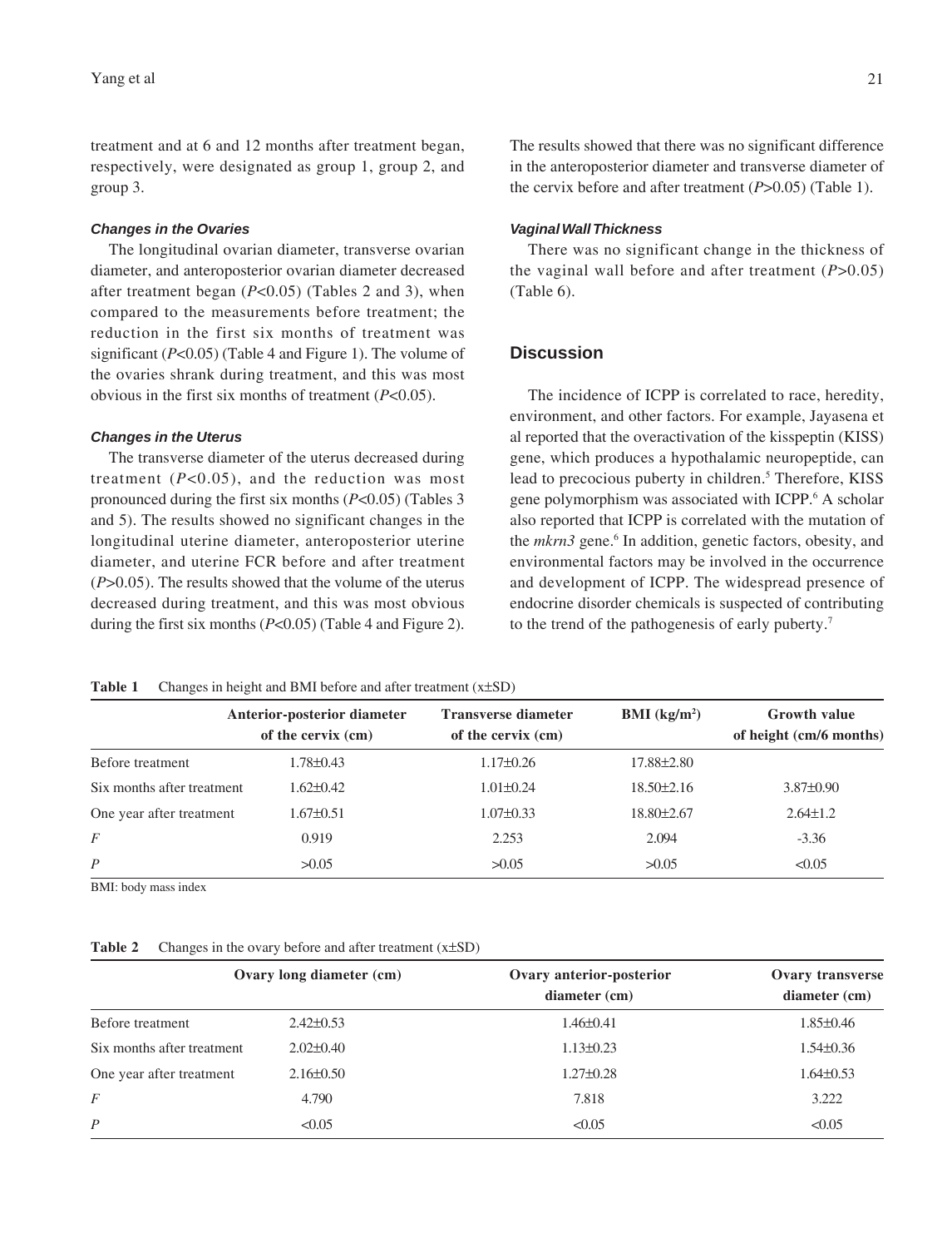treatment and at 6 and 12 months after treatment began, respectively, were designated as group 1, group 2, and group 3.

### Changes in the Ovaries

The longitudinal ovarian diameter, transverse ovarian diameter, and anteroposterior ovarian diameter decreased after treatment began ($P<0.05$) (Tables 2 and 3), when compared to the measurements before treatment; the reduction in the first six months of treatment was significant ($P<0.05$) (Table 4 and Figure 1). The volume of the ovaries shrank during treatment, and this was most obvious in the first six months of treatment ($P<0.05$).

### Changes in the Uterus

The transverse diameter of the uterus decreased during treatment ($P<0.05$), and the reduction was most pronounced during the first six months ($P<0.05$) (Tables 3 and 5). The results showed no significant changes in the longitudinal uterine diameter, anteroposterior uterine diameter, and uterine FCR before and after treatment ($P>0.05$). The results showed that the volume of the uterus decreased during treatment, and this was most obvious during the first six months ($P<0.05$) (Table 4 and Figure 2). The results showed that there was no significant difference in the anteroposterior diameter and transverse diameter of the cervix before and after treatment ($P>0.05$) (Table 1).

### Vaginal Wall Thickness

There was no significant change in the thickness of the vaginal wall before and after treatment ($P>0.05$) (Table 6).

## Discussion

The incidence of ICPP is correlated to race, heredity, environment, and other factors. For example, Jayasena et al reported that the overactivation of the kisspeptin (KISS) gene, which produces a hypothalamic neuropeptide, can lead to precocious puberty in children.[5] Therefore, KISS gene polymorphism was associated with ICPP.[6] A scholar also reported that ICPP is correlated with the mutation of the *mkrn3* gene.[6] In addition, genetic factors, obesity, and environmental factors may be involved in the occurrence and development of ICPP. The widespread presence of endocrine disorder chemicals is suspected of contributing to the trend of the pathogenesis of early puberty.[7]

**Table 1** Changes in height and BMI before and after treatment (x±SD)

| | Anterior-posterior diameter of the cervix (cm) | Transverse diameter of the cervix (cm) | BMI (kg/m$^2$) | Growth value of height (cm/6 months) |
|---|---|---|---|---|
| Before treatment | 1.78±0.43 | 1.17±0.26 | 17.88±2.80 | |
| Six months after treatment | 1.62±0.42 | 1.01±0.24 | 18.50±2.16 | 3.87±0.90 |
| One year after treatment | 1.67±0.51 | 1.07±0.33 | 18.80±2.67 | 2.64±1.2 |
| *F* | 0.919 | 2.253 | 2.094 | -3.36 |
| *P* | >0.05 | >0.05 | >0.05 | <0.05 |

BMI: body mass index

**Table 2** Changes in the ovary before and after treatment (x±SD)

| | Ovary long diameter (cm) | Ovary anterior-posterior diameter (cm) | Ovary transverse diameter (cm) |
|---|---|---|---|
| Before treatment | 2.42±0.53 | 1.46±0.41 | 1.85±0.46 |
| Six months after treatment | 2.02±0.40 | 1.13±0.23 | 1.54±0.36 |
| One year after treatment | 2.16±0.50 | 1.27±0.28 | 1.64±0.53 |
| *F* | 4.790 | 7.818 | 3.222 |
| *P* | <0.05 | <0.05 | <0.05 |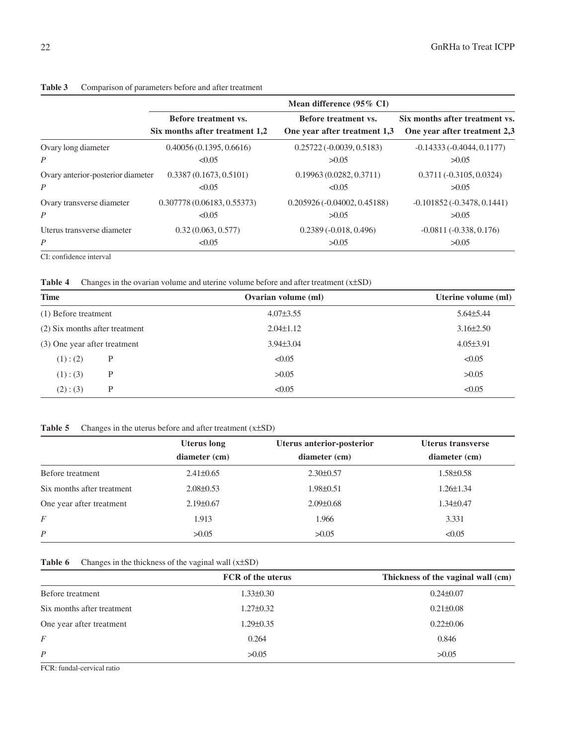**Table 3** Comparison of parameters before and after treatment

| | Mean difference (95% CI) | | |
|---|---|---|---|
| | Before treatment vs. Six months after treatment 1,2 | Before treatment vs. One year after treatment 1,3 | Six months after treatment vs. One year after treatment 2,3 |
| Ovary long diameter | 0.40056 (0.1395, 0.6616) | 0.25722 (-0.0039, 0.5183) | -0.14333 (-0.4044, 0.1177) |
| *P* | <0.05 | >0.05 | >0.05 |
| Ovary anterior-posterior diameter | 0.3387 (0.1673, 0.5101) | 0.19963 (0.0282, 0.3711) | 0.3711 (-0.3105, 0.0324) |
| *P* | <0.05 | <0.05 | >0.05 |
| Ovary transverse diameter | 0.307778 (0.06183, 0.55373) | 0.205926 (-0.04002, 0.45188) | -0.101852 (-0.3478, 0.1441) |
| *P* | <0.05 | >0.05 | >0.05 |
| Uterus transverse diameter | 0.32 (0.063, 0.577) | 0.2389 (-0.018, 0.496) | -0.0811 (-0.338, 0.176) |
| *P* | <0.05 | >0.05 | >0.05 |

CI: confidence interval

**Table 4** Changes in the ovarian volume and uterine volume before and after treatment (x±SD)

| Time | | Ovarian volume (ml) | Uterine volume (ml) |
|---|---|---|---|
| (1) Before treatment | | 4.07±3.55 | 5.64±5.44 |
| (2) Six months after treatment | | 2.04±1.12 | 3.16±2.50 |
| (3) One year after treatment | | 3.94±3.04 | 4.05±3.91 |
| (1) : (2) | P | <0.05 | <0.05 |
| (1) : (3) | P | >0.05 | >0.05 |
| (2) : (3) | P | <0.05 | <0.05 |

**Table 5** Changes in the uterus before and after treatment (x±SD)

| | Uterus long diameter (cm) | Uterus anterior-posterior diameter (cm) | Uterus transverse diameter (cm) |
|---|---|---|---|
| Before treatment | 2.41±0.65 | 2.30±0.57 | 1.58±0.58 |
| Six months after treatment | 2.08±0.53 | 1.98±0.51 | 1.26±1.34 |
| One year after treatment | 2.19±0.67 | 2.09±0.68 | 1.34±0.47 |
| *F* | 1.913 | 1.966 | 3.331 |
| *P* | >0.05 | >0.05 | <0.05 |

**Table 6** Changes in the thickness of the vaginal wall (x±SD)

| | FCR of the uterus | Thickness of the vaginal wall (cm) |
|---|---|---|
| Before treatment | 1.33±0.30 | 0.24±0.07 |
| Six months after treatment | 1.27±0.32 | 0.21±0.08 |
| One year after treatment | 1.29±0.35 | 0.22±0.06 |
| *F* | 0.264 | 0.846 |
| *P* | >0.05 | >0.05 |

FCR: fundal-cervical ratio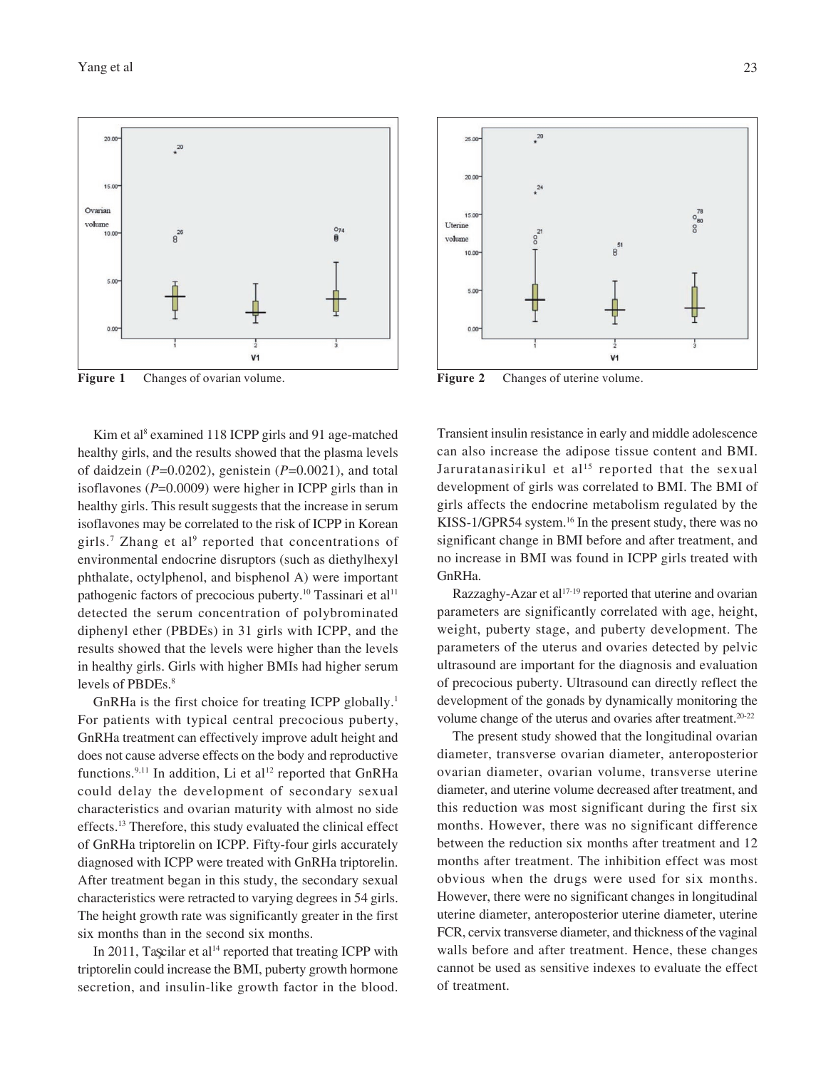Figure 1 Changes of ovarian volume.

Figure 2 Changes of uterine volume.

Kim et al[8] examined 118 ICPP girls and 91 age-matched healthy girls, and the results showed that the plasma levels of daidzein (*P*=0.0202), genistein (*P*=0.0021), and total isoflavones (*P*=0.0009) were higher in ICPP girls than in healthy girls. This result suggests that the increase in serum isoflavones may be correlated to the risk of ICPP in Korean girls.[7] Zhang et al[9] reported that concentrations of environmental endocrine disruptors (such as diethylhexyl phthalate, octylphenol, and bisphenol A) were important pathogenic factors of precocious puberty.[10] Tassinari et al[11] detected the serum concentration of polybrominated diphenyl ether (PBDEs) in 31 girls with ICPP, and the results showed that the levels were higher than the levels in healthy girls. Girls with higher BMIs had higher serum levels of PBDEs.[8]

GnRHa is the first choice for treating ICPP globally.[1] For patients with typical central precocious puberty, GnRHa treatment can effectively improve adult height and does not cause adverse effects on the body and reproductive functions.[9,11] In addition, Li et al[12] reported that GnRHa could delay the development of secondary sexual characteristics and ovarian maturity with almost no side effects.[13] Therefore, this study evaluated the clinical effect of GnRHa triptorelin on ICPP. Fifty-four girls accurately diagnosed with ICPP were treated with GnRHa triptorelin. After treatment began in this study, the secondary sexual characteristics were retracted to varying degrees in 54 girls. The height growth rate was significantly greater in the first six months than in the second six months.

In 2011, Taşcilar et al[14] reported that treating ICPP with triptorelin could increase the BMI, puberty growth hormone secretion, and insulin-like growth factor in the blood. Transient insulin resistance in early and middle adolescence can also increase the adipose tissue content and BMI. Jaruratanasirikul et al[15] reported that the sexual development of girls was correlated to BMI. The BMI of girls affects the endocrine metabolism regulated by the KISS-1/GPR54 system.[16] In the present study, there was no significant change in BMI before and after treatment, and no increase in BMI was found in ICPP girls treated with GnRHa.

Razzaghy-Azar et al[17-19] reported that uterine and ovarian parameters are significantly correlated with age, height, weight, puberty stage, and puberty development. The parameters of the uterus and ovaries detected by pelvic ultrasound are important for the diagnosis and evaluation of precocious puberty. Ultrasound can directly reflect the development of the gonads by dynamically monitoring the volume change of the uterus and ovaries after treatment.[20-22]

The present study showed that the longitudinal ovarian diameter, transverse ovarian diameter, anteroposterior ovarian diameter, ovarian volume, transverse uterine diameter, and uterine volume decreased after treatment, and this reduction was most significant during the first six months. However, there was no significant difference between the reduction six months after treatment and 12 months after treatment. The inhibition effect was most obvious when the drugs were used for six months. However, there were no significant changes in longitudinal uterine diameter, anteroposterior uterine diameter, uterine FCR, cervix transverse diameter, and thickness of the vaginal walls before and after treatment. Hence, these changes cannot be used as sensitive indexes to evaluate the effect of treatment.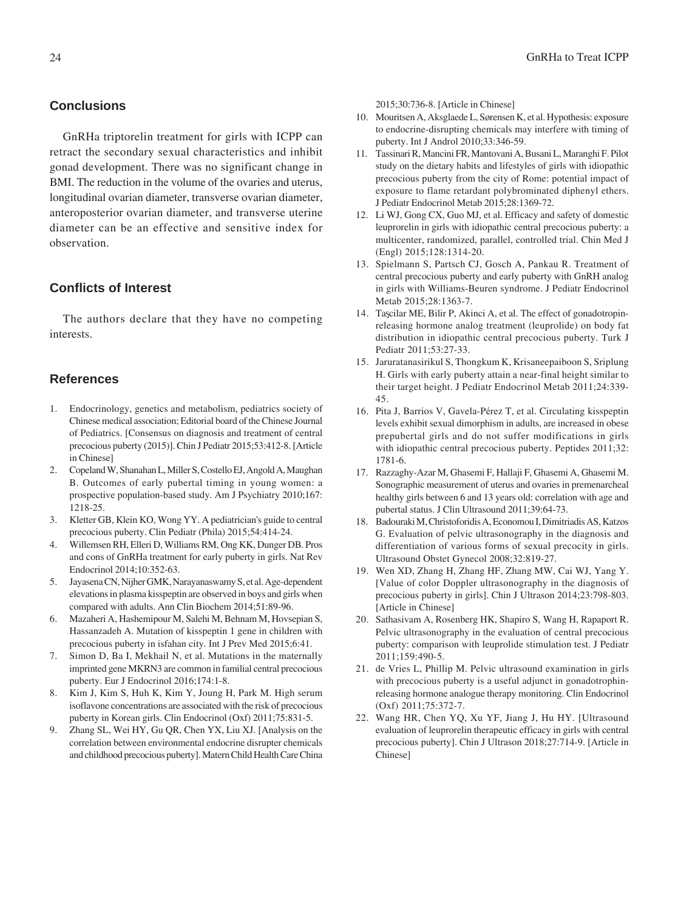## Conclusions

GnRHa triptorelin treatment for girls with ICPP can retract the secondary sexual characteristics and inhibit gonad development. There was no significant change in BMI. The reduction in the volume of the ovaries and uterus, longitudinal ovarian diameter, transverse ovarian diameter, anteroposterior ovarian diameter, and transverse uterine diameter can be an effective and sensitive index for observation.

## Conflicts of Interest

The authors declare that they have no competing interests.

## References

1. Endocrinology, genetics and metabolism, pediatrics society of Chinese medical association; Editorial board of the Chinese Journal of Pediatrics. [Consensus on diagnosis and treatment of central precocious puberty (2015)]. Chin J Pediatr 2015;53:412-8. [Article in Chinese]
2. Copeland W, Shanahan L, Miller S, Costello EJ, Angold A, Maughan B. Outcomes of early pubertal timing in young women: a prospective population-based study. Am J Psychiatry 2010;167: 1218-25.
3. Kletter GB, Klein KO, Wong YY. A pediatrician's guide to central precocious puberty. Clin Pediatr (Phila) 2015;54:414-24.
4. Willemsen RH, Elleri D, Williams RM, Ong KK, Dunger DB. Pros and cons of GnRHa treatment for early puberty in girls. Nat Rev Endocrinol 2014;10:352-63.
5. Jayasena CN, Nijher GMK, Narayanaswamy S, et al. Age-dependent elevations in plasma kisspeptin are observed in boys and girls when compared with adults. Ann Clin Biochem 2014;51:89-96.
6. Mazaheri A, Hashemipour M, Salehi M, Behnam M, Hovsepian S, Hassanzadeh A. Mutation of kisspeptin 1 gene in children with precocious puberty in isfahan city. Int J Prev Med 2015;6:41.
7. Simon D, Ba I, Mekhail N, et al. Mutations in the maternally imprinted gene MKRN3 are common in familial central precocious puberty. Eur J Endocrinol 2016;174:1-8.
8. Kim J, Kim S, Huh K, Kim Y, Joung H, Park M. High serum isoflavone concentrations are associated with the risk of precocious puberty in Korean girls. Clin Endocrinol (Oxf) 2011;75:831-5.
9. Zhang SL, Wei HY, Gu QR, Chen YX, Liu XJ. [Analysis on the correlation between environmental endocrine disrupter chemicals and childhood precocious puberty]. Matern Child Health Care China 2015;30:736-8. [Article in Chinese]
10. Mouritsen A, Aksglaede L, Sørensen K, et al. Hypothesis: exposure to endocrine-disrupting chemicals may interfere with timing of puberty. Int J Androl 2010;33:346-59.
11. Tassinari R, Mancini FR, Mantovani A, Busani L, Maranghi F. Pilot study on the dietary habits and lifestyles of girls with idiopathic precocious puberty from the city of Rome: potential impact of exposure to flame retardant polybrominated diphenyl ethers. J Pediatr Endocrinol Metab 2015;28:1369-72.
12. Li WJ, Gong CX, Guo MJ, et al. Efficacy and safety of domestic leuprorelin in girls with idiopathic central precocious puberty: a multicenter, randomized, parallel, controlled trial. Chin Med J (Engl) 2015;128:1314-20.
13. Spielmann S, Partsch CJ, Gosch A, Pankau R. Treatment of central precocious puberty and early puberty with GnRH analog in girls with Williams-Beuren syndrome. J Pediatr Endocrinol Metab 2015;28:1363-7.
14. Taşcilar ME, Bilir P, Akinci A, et al. The effect of gonadotropin-releasing hormone analog treatment (leuprolide) on body fat distribution in idiopathic central precocious puberty. Turk J Pediatr 2011;53:27-33.
15. Jaruratanasirikul S, Thongkum K, Krisaneepaiboon S, Sriplung H. Girls with early puberty attain a near-final height similar to their target height. J Pediatr Endocrinol Metab 2011;24:339-45.
16. Pita J, Barrios V, Gavela-Pérez T, et al. Circulating kisspeptin levels exhibit sexual dimorphism in adults, are increased in obese prepubertal girls and do not suffer modifications in girls with idiopathic central precocious puberty. Peptides 2011;32: 1781-6.
17. Razzaghy-Azar M, Ghasemi F, Hallaji F, Ghasemi A, Ghasemi M. Sonographic measurement of uterus and ovaries in premenarcheal healthy girls between 6 and 13 years old: correlation with age and pubertal status. J Clin Ultrasound 2011;39:64-73.
18. Badouraki M, Christoforidis A, Economou I, Dimitriadis AS, Katzos G. Evaluation of pelvic ultrasonography in the diagnosis and differentiation of various forms of sexual precocity in girls. Ultrasound Obstet Gynecol 2008;32:819-27.
19. Wen XD, Zhang H, Zhang HF, Zhang MW, Cai WJ, Yang Y. [Value of color Doppler ultrasonography in the diagnosis of precocious puberty in girls]. Chin J Ultrason 2014;23:798-803. [Article in Chinese]
20. Sathasivam A, Rosenberg HK, Shapiro S, Wang H, Rapaport R. Pelvic ultrasonography in the evaluation of central precocious puberty: comparison with leuprolide stimulation test. J Pediatr 2011;159:490-5.
21. de Vries L, Phillip M. Pelvic ultrasound examination in girls with precocious puberty is a useful adjunct in gonadotrophin-releasing hormone analogue therapy monitoring. Clin Endocrinol (Oxf) 2011;75:372-7.
22. Wang HR, Chen YQ, Xu YF, Jiang J, Hu HY. [Ultrasound evaluation of leuprorelin therapeutic efficacy in girls with central precocious puberty]. Chin J Ultrason 2018;27:714-9. [Article in Chinese]